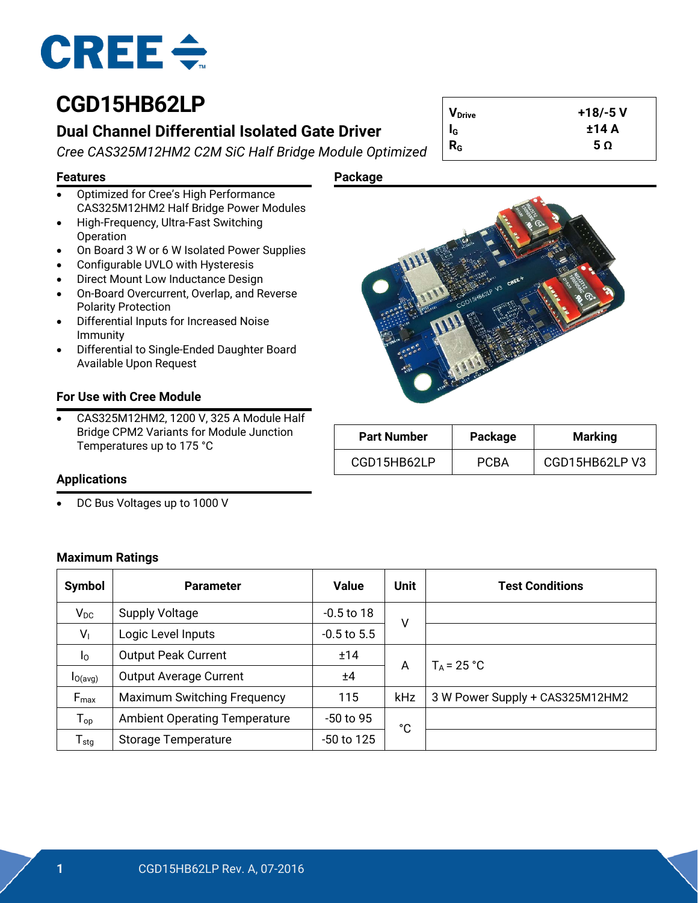# CGD15HB62LP

## Dual Channel Differential Isolated Gate Driver

*Cree CAS325M12HM2 C2M SiC Half Bridge Module Optimized*

| | |
|---|---|
| $V_{Drive}$ | +18/-5 V |
| $I_G$ | ±14 A |
| $R_G$ | 5 Ω |

### Features

- Optimized for Cree's High Performance CAS325M12HM2 Half Bridge Power Modules
- High-Frequency, Ultra-Fast Switching Operation
- On Board 3 W or 6 W Isolated Power Supplies
- Configurable UVLO with Hysteresis
- Direct Mount Low Inductance Design
- On-Board Overcurrent, Overlap, and Reverse Polarity Protection
- Differential Inputs for Increased Noise Immunity
- Differential to Single-Ended Daughter Board Available Upon Request

### For Use with Cree Module

- CAS325M12HM2, 1200 V, 325 A Module Half Bridge CPM2 Variants for Module Junction Temperatures up to 175 °C

### Applications

- DC Bus Voltages up to 1000 V

### Package

| Part Number | Package | Marking |
|---|---|---|
| CGD15HB62LP | PCBA | CGD15HB62LP V3 |

### Maximum Ratings

| Symbol | Parameter | Value | Unit | Test Conditions |
|---|---|---|---|---|
| $V_{DC}$ | Supply Voltage | -0.5 to 18 | V | |
| $V_I$ | Logic Level Inputs | -0.5 to 5.5 | V | |
| $I_O$ | Output Peak Current | ±14 | A | $T_A$ = 25 °C |
| $I_{O(avg)}$ | Output Average Current | ±4 | A | $T_A$ = 25 °C |
| $F_{max}$ | Maximum Switching Frequency | 115 | kHz | 3 W Power Supply + CAS325M12HM2 |
| $T_{op}$ | Ambient Operating Temperature | -50 to 95 | °C | |
| $T_{stg}$ | Storage Temperature | -50 to 125 | °C | |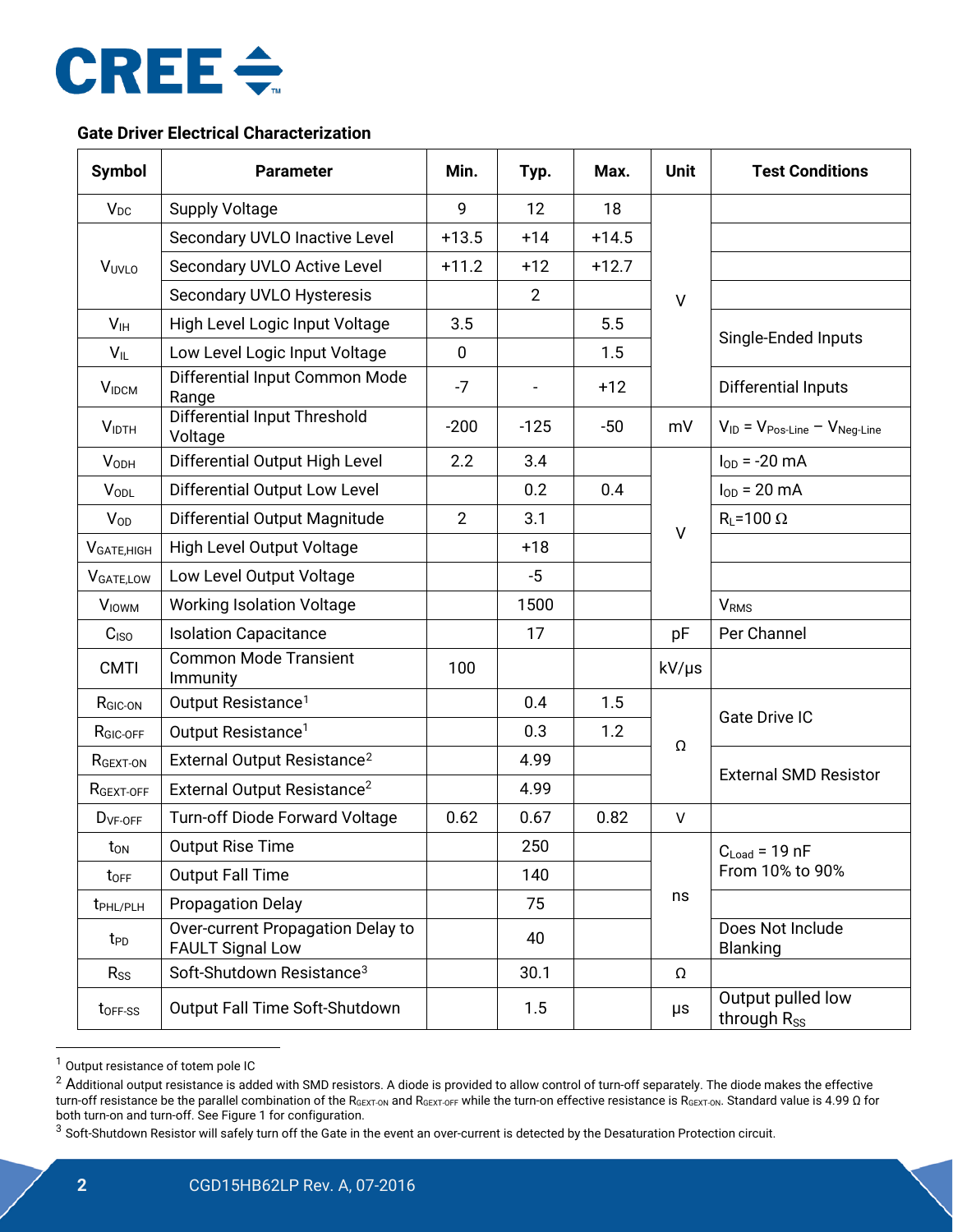## Gate Driver Electrical Characterization

| Symbol | Parameter | Min. | Typ. | Max. | Unit | Test Conditions |
|---|---|---|---|---|---|---|
| $V_{DC}$ | Supply Voltage | 9 | 12 | 18 | V | |
| $V_{UVLO}$ | Secondary UVLO Inactive Level | +13.5 | +14 | +14.5 | V | |
| | Secondary UVLO Active Level | +11.2 | +12 | +12.7 | V | |
| | Secondary UVLO Hysteresis | | 2 | | V | |
| $V_{IH}$ | High Level Logic Input Voltage | 3.5 | | 5.5 | V | Single-Ended Inputs |
| $V_{IL}$ | Low Level Logic Input Voltage | 0 | | 1.5 | V | Single-Ended Inputs |
| $V_{IDCM}$ | Differential Input Common Mode Range | -7 | - | +12 | V | Differential Inputs |
| $V_{IDTH}$ | Differential Input Threshold Voltage | -200 | -125 | -50 | mV | $V_{ID} = V_{Pos\text{-}Line} - V_{Neg\text{-}Line}$ |
| $V_{ODH}$ | Differential Output High Level | 2.2 | 3.4 | | V | $I_{OD}$ = -20 mA |
| $V_{ODL}$ | Differential Output Low Level | | 0.2 | 0.4 | V | $I_{OD}$ = 20 mA |
| $V_{OD}$ | Differential Output Magnitude | 2 | 3.1 | | V | $R_L$=100 Ω |
| $V_{GATE,HIGH}$ | High Level Output Voltage | | +18 | | V | |
| $V_{GATE,LOW}$ | Low Level Output Voltage | | -5 | | V | |
| $V_{IOWM}$ | Working Isolation Voltage | | 1500 | | V | $V_{RMS}$ |
| $C_{ISO}$ | Isolation Capacitance | | 17 | | pF | Per Channel |
| CMTI | Common Mode Transient Immunity | 100 | | | kV/μs | |
| $R_{GIC\text{-}ON}$ | Output Resistance[1] | | 0.4 | 1.5 | Ω | Gate Drive IC |
| $R_{GIC\text{-}OFF}$ | Output Resistance[1] | | 0.3 | 1.2 | Ω | Gate Drive IC |
| $R_{GEXT\text{-}ON}$ | External Output Resistance[2] | | 4.99 | | Ω | External SMD Resistor |
| $R_{GEXT\text{-}OFF}$ | External Output Resistance[2] | | 4.99 | | Ω | External SMD Resistor |
| $D_{VF\text{-}OFF}$ | Turn-off Diode Forward Voltage | 0.62 | 0.67 | 0.82 | V | |
| $t_{ON}$ | Output Rise Time | | 250 | | ns | $C_{Load}$ = 19 nF From 10% to 90% |
| $t_{OFF}$ | Output Fall Time | | 140 | | ns | $C_{Load}$ = 19 nF From 10% to 90% |
| $t_{PHL/PLH}$ | Propagation Delay | | 75 | | ns | |
| $t_{PD}$ | Over-current Propagation Delay to FAULT Signal Low | | 40 | | ns | Does Not Include Blanking |
| $R_{SS}$ | Soft-Shutdown Resistance[3] | | 30.1 | | Ω | |
| $t_{OFF\text{-}SS}$ | Output Fall Time Soft-Shutdown | | 1.5 | | μs | Output pulled low through $R_{SS}$ |

[1] Output resistance of totem pole IC

[2] Additional output resistance is added with SMD resistors. A diode is provided to allow control of turn-off separately. The diode makes the effective turn-off resistance be the parallel combination of the $R_{GEXT\text{-}ON}$ and $R_{GEXT\text{-}OFF}$ while the turn-on effective resistance is $R_{GEXT\text{-}ON}$. Standard value is 4.99 Ω for both turn-on and turn-off. See Figure 1 for configuration.

[3] Soft-Shutdown Resistor will safely turn off the Gate in the event an over-current is detected by the Desaturation Protection circuit.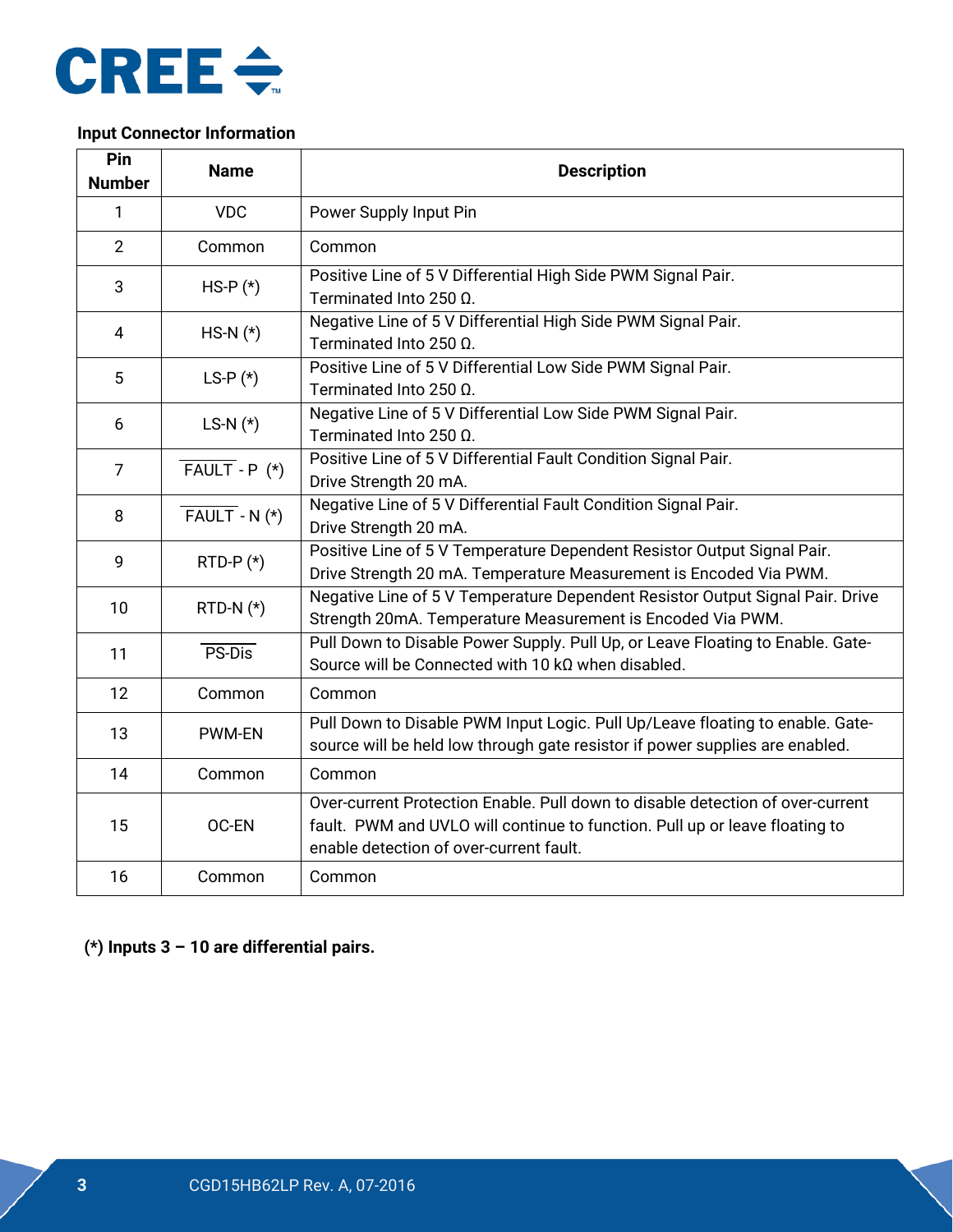**Input Connector Information**

| Pin Number | Name | Description |
|---|---|---|
| 1 | VDC | Power Supply Input Pin |
| 2 | Common | Common |
| 3 | HS-P (*) | Positive Line of 5 V Differential High Side PWM Signal Pair. Terminated Into 250 Ω. |
| 4 | HS-N (*) | Negative Line of 5 V Differential High Side PWM Signal Pair. Terminated Into 250 Ω. |
| 5 | LS-P (*) | Positive Line of 5 V Differential Low Side PWM Signal Pair. Terminated Into 250 Ω. |
| 6 | LS-N (*) | Negative Line of 5 V Differential Low Side PWM Signal Pair. Terminated Into 250 Ω. |
| 7 | $\overline{\text{FAULT}}$ - P (*) | Positive Line of 5 V Differential Fault Condition Signal Pair. Drive Strength 20 mA. |
| 8 | $\overline{\text{FAULT}}$ - N (*) | Negative Line of 5 V Differential Fault Condition Signal Pair. Drive Strength 20 mA. |
| 9 | RTD-P (*) | Positive Line of 5 V Temperature Dependent Resistor Output Signal Pair. Drive Strength 20 mA. Temperature Measurement is Encoded Via PWM. |
| 10 | RTD-N (*) | Negative Line of 5 V Temperature Dependent Resistor Output Signal Pair. Drive Strength 20mA. Temperature Measurement is Encoded Via PWM. |
| 11 | $\overline{\text{PS-Dis}}$ | Pull Down to Disable Power Supply. Pull Up, or Leave Floating to Enable. Gate-Source will be Connected with 10 kΩ when disabled. |
| 12 | Common | Common |
| 13 | PWM-EN | Pull Down to Disable PWM Input Logic. Pull Up/Leave floating to enable. Gate-source will be held low through gate resistor if power supplies are enabled. |
| 14 | Common | Common |
| 15 | OC-EN | Over-current Protection Enable. Pull down to disable detection of over-current fault. PWM and UVLO will continue to function. Pull up or leave floating to enable detection of over-current fault. |
| 16 | Common | Common |

**(*) Inputs 3 – 10 are differential pairs.**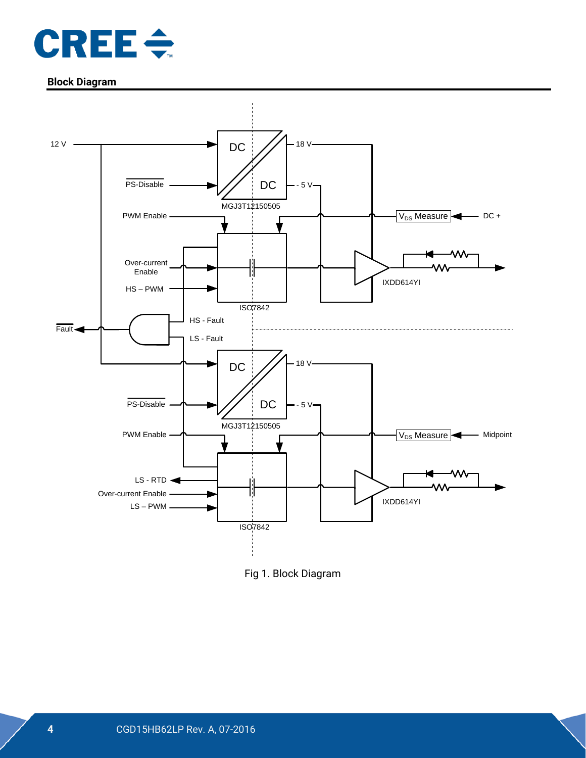## Block Diagram

12 V

$\overline{\text{PS-Disable}}$

DC

DC

18 V

- 5 V

MGJ3T12150505

PWM Enable

$V_{DS}$ Measure

DC +

Over-current Enable

HS – PWM

IXDD614YI

ISO7842

HS - Fault

$\overline{\text{Fault}}$

LS - Fault

DC

DC

18 V

$\overline{\text{PS-Disable}}$

- 5 V

MGJ3T12150505

PWM Enable

$V_{DS}$ Measure

Midpoint

LS - RTD

Over-current Enable

LS – PWM

IXDD614YI

ISO7842

Fig 1. Block Diagram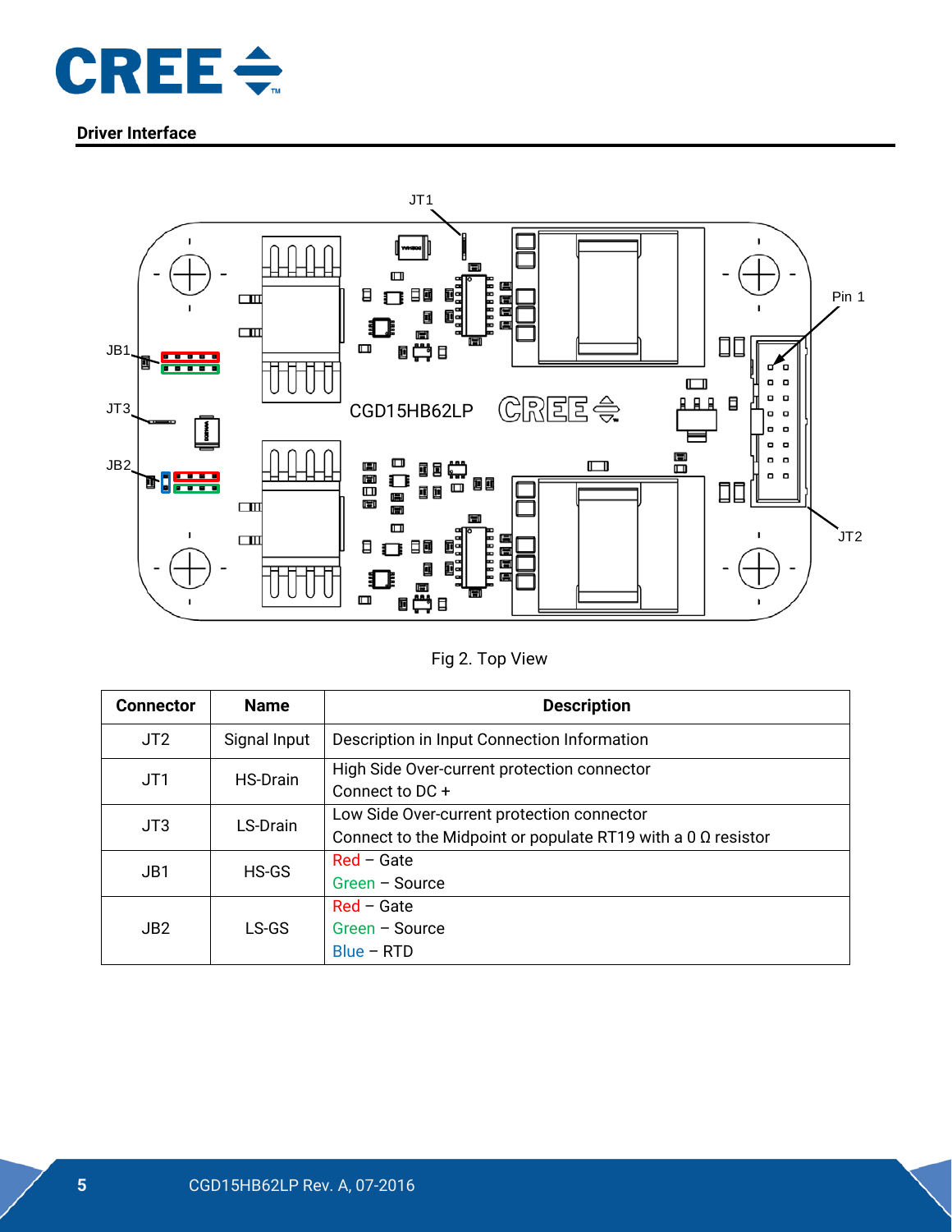## Driver Interface

Fig 2. Top View

| Connector | Name | Description |
|---|---|---|
| JT2 | Signal Input | Description in Input Connection Information |
| JT1 | HS-Drain | High Side Over-current protection connector<br>Connect to DC + |
| JT3 | LS-Drain | Low Side Over-current protection connector<br>Connect to the Midpoint or populate RT19 with a 0 Ω resistor |
| JB1 | HS-GS | Red – Gate<br>Green – Source |
| JB2 | LS-GS | Red – Gate<br>Green – Source<br>Blue – RTD |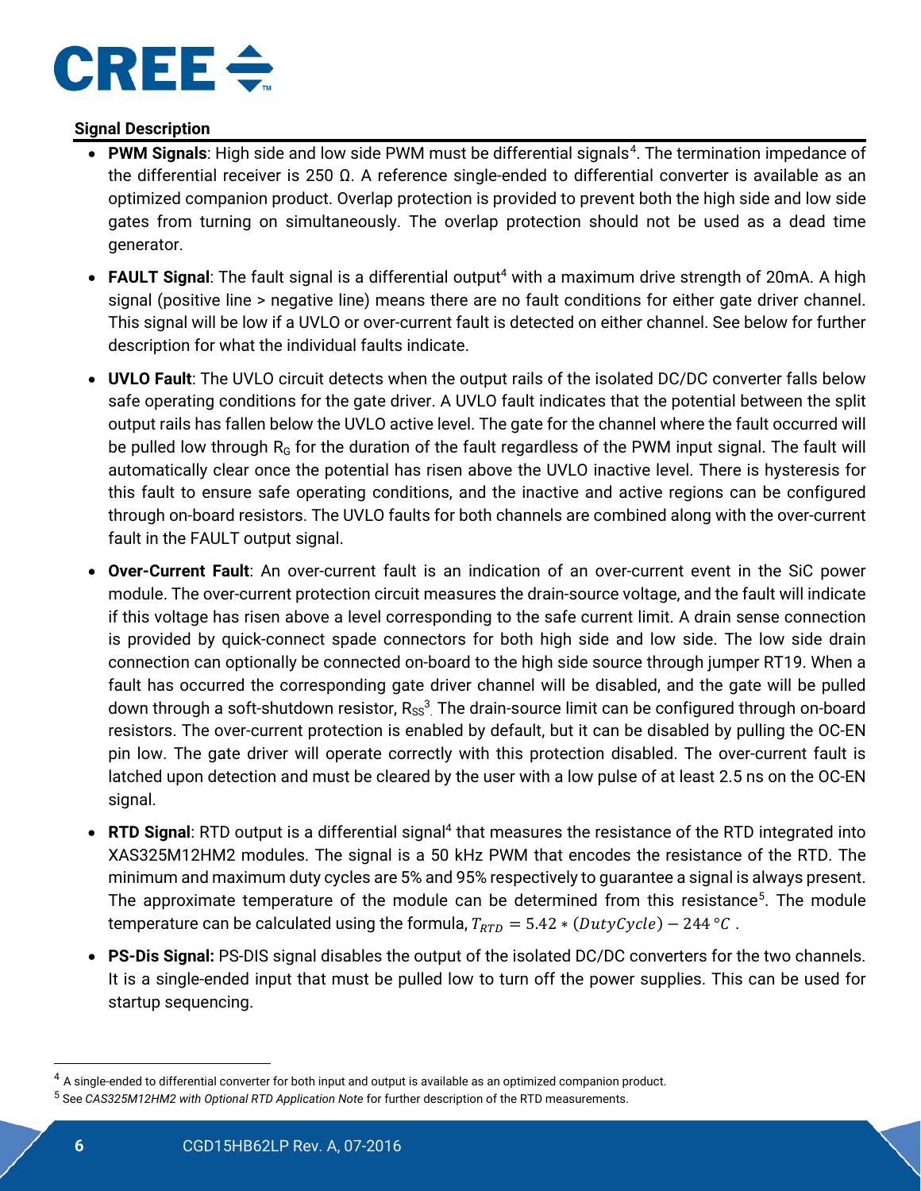## Signal Description

- **PWM Signals**: High side and low side PWM must be differential signals[4]. The termination impedance of the differential receiver is 250 Ω. A reference single-ended to differential converter is available as an optimized companion product. Overlap protection is provided to prevent both the high side and low side gates from turning on simultaneously. The overlap protection should not be used as a dead time generator.

- **FAULT Signal**: The fault signal is a differential output[4] with a maximum drive strength of 20mA. A high signal (positive line > negative line) means there are no fault conditions for either gate driver channel. This signal will be low if a UVLO or over-current fault is detected on either channel. See below for further description for what the individual faults indicate.

- **UVLO Fault**: The UVLO circuit detects when the output rails of the isolated DC/DC converter falls below safe operating conditions for the gate driver. A UVLO fault indicates that the potential between the split output rails has fallen below the UVLO active level. The gate for the channel where the fault occurred will be pulled low through $R_G$ for the duration of the fault regardless of the PWM input signal. The fault will automatically clear once the potential has risen above the UVLO inactive level. There is hysteresis for this fault to ensure safe operating conditions, and the inactive and active regions can be configured through on-board resistors. The UVLO faults for both channels are combined along with the over-current fault in the FAULT output signal.

- **Over-Current Fault**: An over-current fault is an indication of an over-current event in the SiC power module. The over-current protection circuit measures the drain-source voltage, and the fault will indicate if this voltage has risen above a level corresponding to the safe current limit. A drain sense connection is provided by quick-connect spade connectors for both high side and low side. The low side drain connection can optionally be connected on-board to the high side source through jumper RT19. When a fault has occurred the corresponding gate driver channel will be disabled, and the gate will be pulled down through a soft-shutdown resistor, $R_{SS}$[3]. The drain-source limit can be configured through on-board resistors. The over-current protection is enabled by default, but it can be disabled by pulling the OC-EN pin low. The gate driver will operate correctly with this protection disabled. The over-current fault is latched upon detection and must be cleared by the user with a low pulse of at least 2.5 ns on the OC-EN signal.

- **RTD Signal**: RTD output is a differential signal[4] that measures the resistance of the RTD integrated into XAS325M12HM2 modules. The signal is a 50 kHz PWM that encodes the resistance of the RTD. The minimum and maximum duty cycles are 5% and 95% respectively to guarantee a signal is always present. The approximate temperature of the module can be determined from this resistance[5]. The module temperature can be calculated using the formula, $T_{RTD} = 5.42 * (DutyCycle) - 244\ °C$ .

- **PS-Dis Signal:** PS-DIS signal disables the output of the isolated DC/DC converters for the two channels. It is a single-ended input that must be pulled low to turn off the power supplies. This can be used for startup sequencing.

---

[4] A single-ended to differential converter for both input and output is available as an optimized companion product.

[5] See *CAS325M12HM2 with Optional RTD Application Note* for further description of the RTD measurements.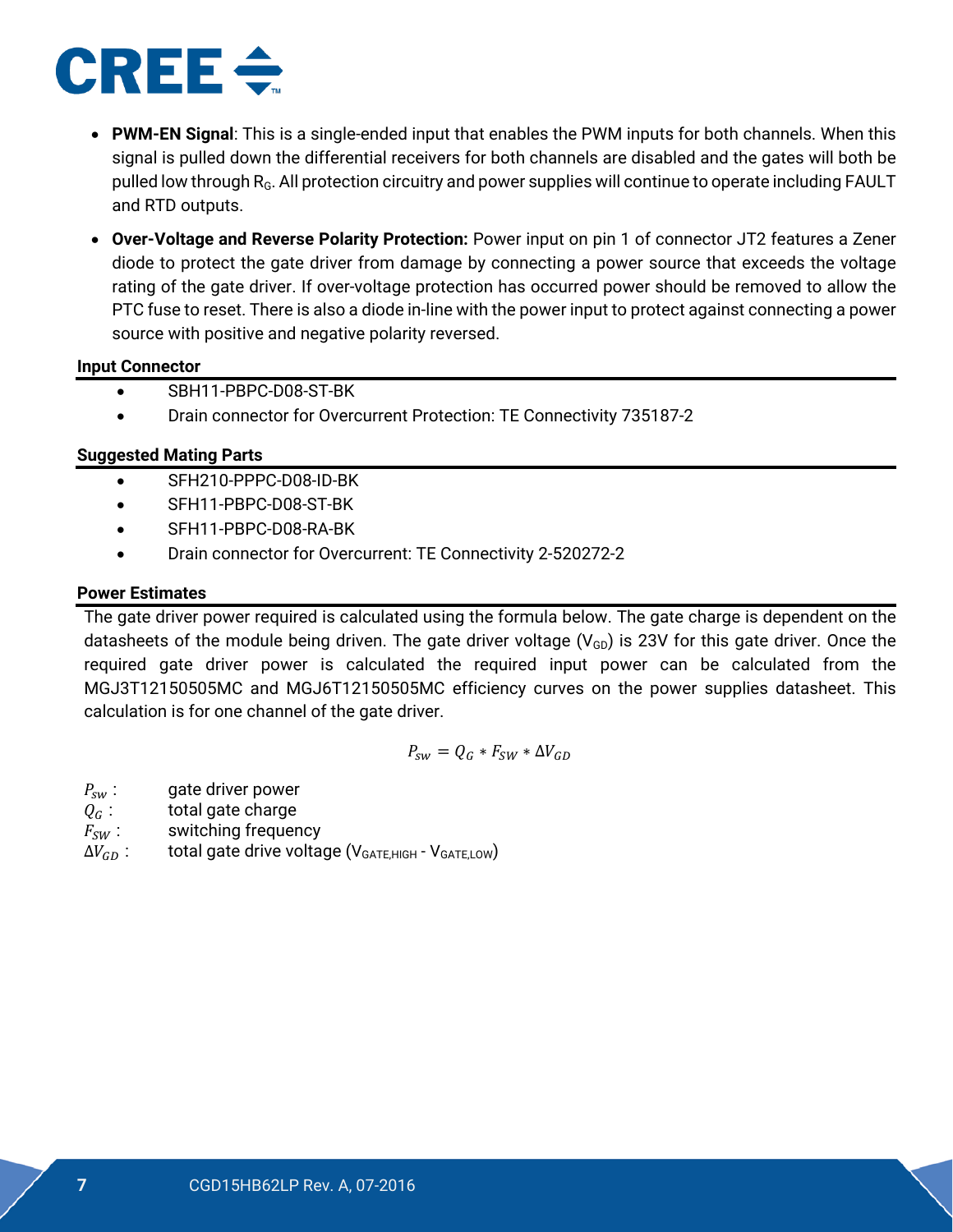- **PWM-EN Signal**: This is a single-ended input that enables the PWM inputs for both channels. When this signal is pulled down the differential receivers for both channels are disabled and the gates will both be pulled low through $R_G$. All protection circuitry and power supplies will continue to operate including FAULT and RTD outputs.
- **Over-Voltage and Reverse Polarity Protection:** Power input on pin 1 of connector JT2 features a Zener diode to protect the gate driver from damage by connecting a power source that exceeds the voltage rating of the gate driver. If over-voltage protection has occurred power should be removed to allow the PTC fuse to reset. There is also a diode in-line with the power input to protect against connecting a power source with positive and negative polarity reversed.

### Input Connector

- SBH11-PBPC-D08-ST-BK
- Drain connector for Overcurrent Protection: TE Connectivity 735187-2

### Suggested Mating Parts

- SFH210-PPPC-D08-ID-BK
- SFH11-PBPC-D08-ST-BK
- SFH11-PBPC-D08-RA-BK
- Drain connector for Overcurrent: TE Connectivity 2-520272-2

### Power Estimates

The gate driver power required is calculated using the formula below. The gate charge is dependent on the datasheets of the module being driven. The gate driver voltage ($V_{GD}$) is 23V for this gate driver. Once the required gate driver power is calculated the required input power can be calculated from the MGJ3T12150505MC and MGJ6T12150505MC efficiency curves on the power supplies datasheet. This calculation is for one channel of the gate driver.

$$P_{sw} = Q_G * F_{SW} * \Delta V_{GD}$$

$P_{sw}$ : gate driver power
$Q_G$ : total gate charge
$F_{SW}$ : switching frequency
$\Delta V_{GD}$ : total gate drive voltage ($V_{GATE,HIGH}$ - $V_{GATE,LOW}$)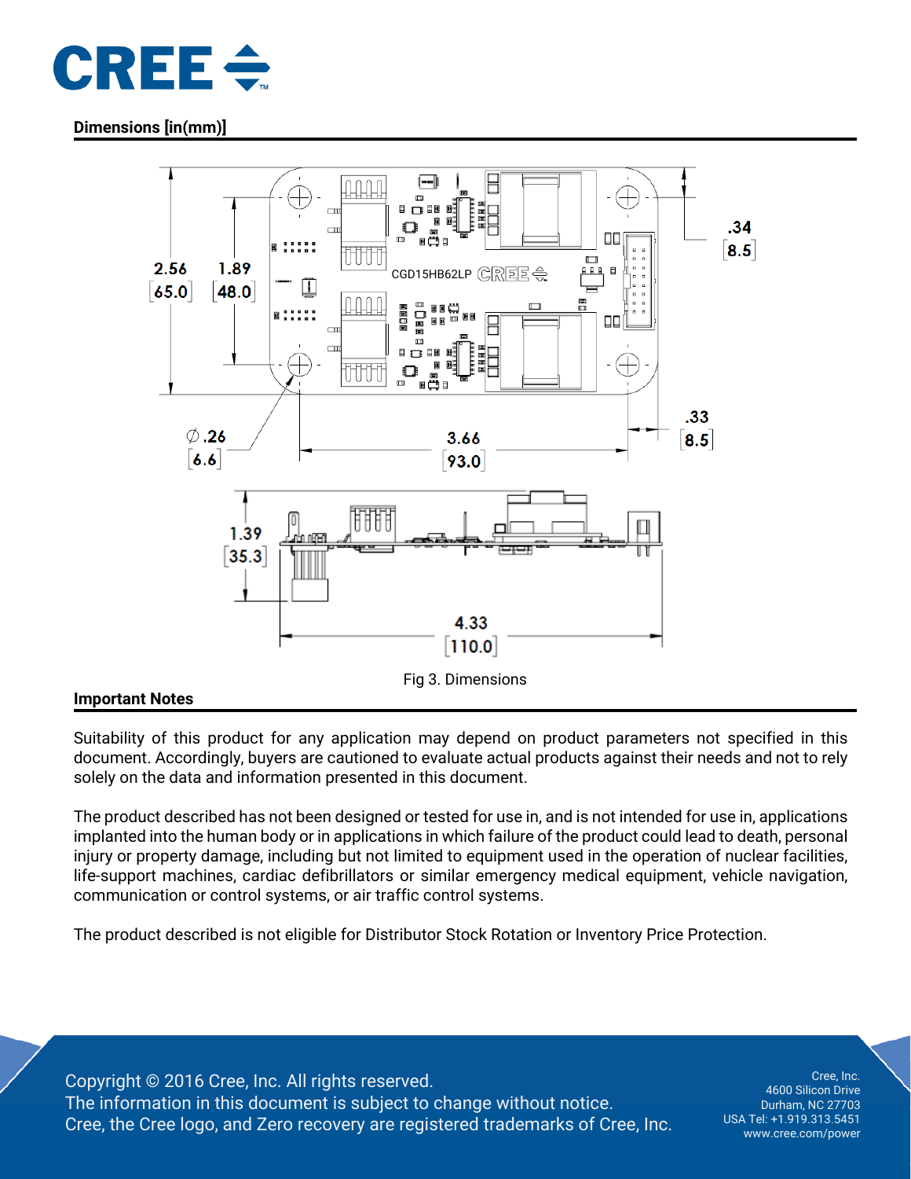## Dimensions [in(mm)]

2.56
[65.0]
1.89
[48.0]
.34
[8.5]
CGD15HB62LP
∅.26
[6.6]
3.66
[93.0]
.33
[8.5]
1.39
[35.3]
4.33
[110.0]

Fig 3. Dimensions

## Important Notes

Suitability of this product for any application may depend on product parameters not specified in this document. Accordingly, buyers are cautioned to evaluate actual products against their needs and not to rely solely on the data and information presented in this document.

The product described has not been designed or tested for use in, and is not intended for use in, applications implanted into the human body or in applications in which failure of the product could lead to death, personal injury or property damage, including but not limited to equipment used in the operation of nuclear facilities, life-support machines, cardiac defibrillators or similar emergency medical equipment, vehicle navigation, communication or control systems, or air traffic control systems.

The product described is not eligible for Distributor Stock Rotation or Inventory Price Protection.

Copyright © 2016 Cree, Inc. All rights reserved.
The information in this document is subject to change without notice.
Cree, the Cree logo, and Zero recovery are registered trademarks of Cree, Inc.

Cree, Inc.
4600 Silicon Drive
Durham, NC 27703
USA Tel: +1.919.313.5451
www.cree.com/power